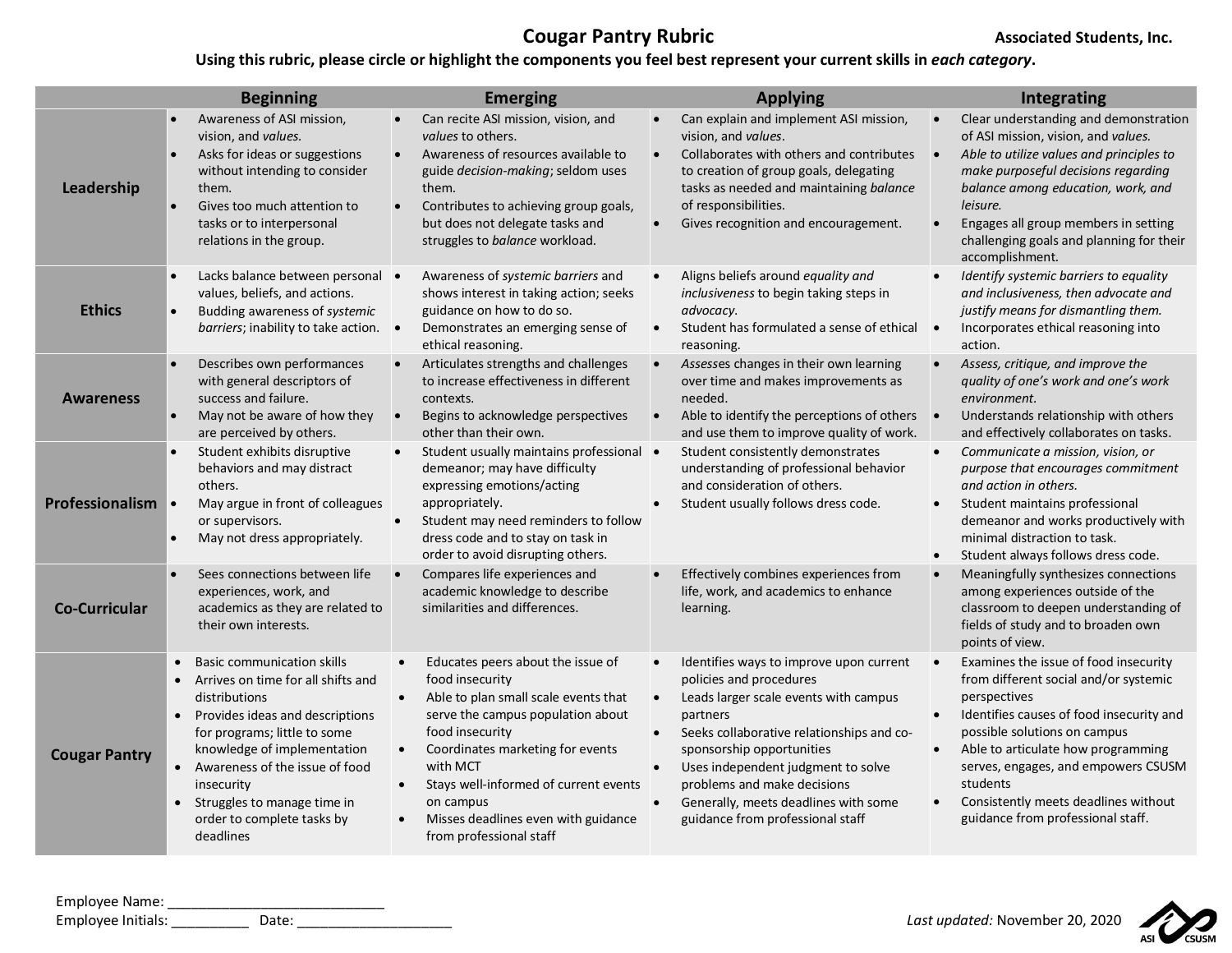# Cougar Pantry Rubric

Associated Students, Inc.

**Using this rubric, please circle or highlight the components you feel best represent your current skills in *each category*.**

| | Beginning | Emerging | Applying | Integrating |
|---|---|---|---|---|
| **Leadership** | • Awareness of ASI mission, vision, and *values.*<br>• Asks for ideas or suggestions without intending to consider them.<br>• Gives too much attention to tasks or to interpersonal relations in the group. | • Can recite ASI mission, vision, and *values* to others.<br>• Awareness of resources available to guide *decision-making*; seldom uses them.<br>• Contributes to achieving group goals, but does not delegate tasks and struggles to *balance* workload. | • Can explain and implement ASI mission, vision, and *values*.<br>• Collaborates with others and contributes to creation of group goals, delegating tasks as needed and maintaining *balance* of responsibilities.<br>• Gives recognition and encouragement. | • Clear understanding and demonstration of ASI mission, vision, and *values.*<br>• *Able to utilize values and principles to make purposeful decisions regarding balance among education, work, and leisure.*<br>• Engages all group members in setting challenging goals and planning for their accomplishment. |
| **Ethics** | • Lacks balance between personal values, beliefs, and actions.<br>• Budding awareness of *systemic barriers*; inability to take action. | • Awareness of *systemic barriers* and shows interest in taking action; seeks guidance on how to do so.<br>• Demonstrates an emerging sense of ethical reasoning. | • Aligns beliefs around *equality and inclusiveness* to begin taking steps in *advocacy*.<br>• Student has formulated a sense of ethical reasoning. | • *Identify systemic barriers to equality and inclusiveness, then advocate and justify means for dismantling them.*<br>• Incorporates ethical reasoning into action. |
| **Awareness** | • Describes own performances with general descriptors of success and failure.<br>• May not be aware of how they are perceived by others. | • Articulates strengths and challenges to increase effectiveness in different contexts.<br>• Begins to acknowledge perspectives other than their own. | • *Assesses* changes in their own learning over time and makes improvements as needed.<br>• Able to identify the perceptions of others and use them to improve quality of work. | • *Assess, critique, and improve the quality of one's work and one's work environment.*<br>• Understands relationship with others and effectively collaborates on tasks. |
| **Professionalism** | • Student exhibits disruptive behaviors and may distract others.<br>• May argue in front of colleagues or supervisors.<br>• May not dress appropriately. | • Student usually maintains professional demeanor; may have difficulty expressing emotions/acting appropriately.<br>• Student may need reminders to follow dress code and to stay on task in order to avoid disrupting others. | • Student consistently demonstrates understanding of professional behavior and consideration of others.<br>• Student usually follows dress code. | • *Communicate a mission, vision, or purpose that encourages commitment and action in others.*<br>• Student maintains professional demeanor and works productively with minimal distraction to task.<br>• Student always follows dress code. |
| **Co-Curricular** | • Sees connections between life experiences, work, and academics as they are related to their own interests. | • Compares life experiences and academic knowledge to describe similarities and differences. | • Effectively combines experiences from life, work, and academics to enhance learning. | • Meaningfully synthesizes connections among experiences outside of the classroom to deepen understanding of fields of study and to broaden own points of view. |
| **Cougar Pantry** | • Basic communication skills<br>• Arrives on time for all shifts and distributions<br>• Provides ideas and descriptions for programs; little to some knowledge of implementation<br>• Awareness of the issue of food insecurity<br>• Struggles to manage time in order to complete tasks by deadlines | • Educates peers about the issue of food insecurity<br>• Able to plan small scale events that serve the campus population about food insecurity<br>• Coordinates marketing for events with MCT<br>• Stays well-informed of current events on campus<br>• Misses deadlines even with guidance from professional staff | • Identifies ways to improve upon current policies and procedures<br>• Leads larger scale events with campus partners<br>• Seeks collaborative relationships and co-sponsorship opportunities<br>• Uses independent judgment to solve problems and make decisions<br>• Generally, meets deadlines with some guidance from professional staff | • Examines the issue of food insecurity from different social and/or systemic perspectives<br>• Identifies causes of food insecurity and possible solutions on campus<br>• Able to articulate how programming serves, engages, and empowers CSUSM students<br>• Consistently meets deadlines without guidance from professional staff. |

Employee Name: ____________________________

Employee Initials: __________ Date: ____________________

*Last updated:* November 20, 2020

ASI CSUSM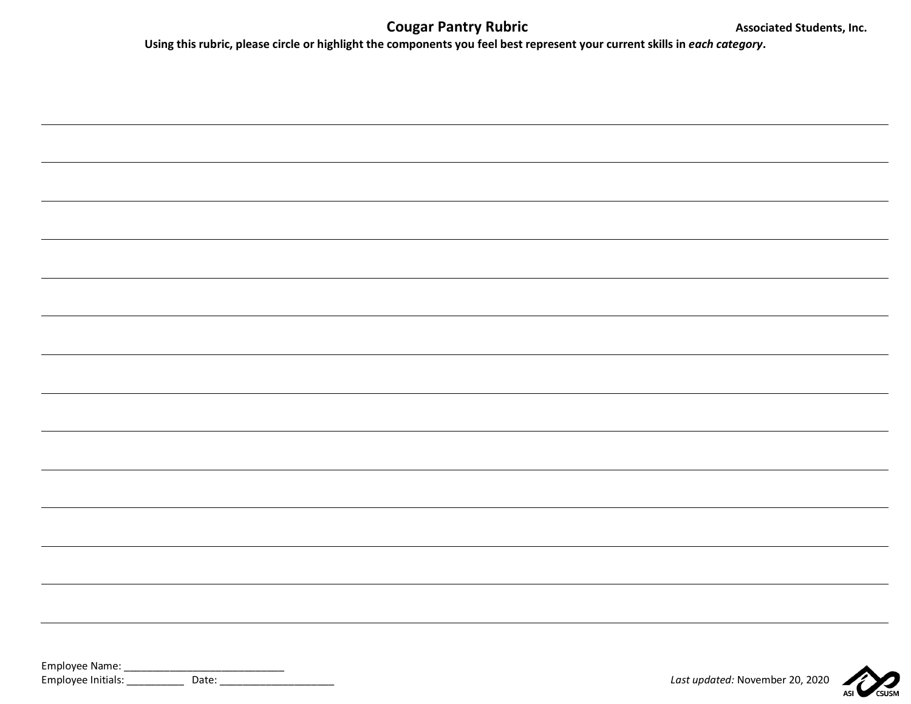**Cougar Pantry Rubric** **Associated Students, Inc.**

**Using this rubric, please circle or highlight the components you feel best represent your current skills in *each category*.**

---

---

---

---

---

---

---

---

---

---

---

---

---

---

Employee Name: ____________________________

Employee Initials: __________ Date: ____________________

*Last updated:* November 20, 2020